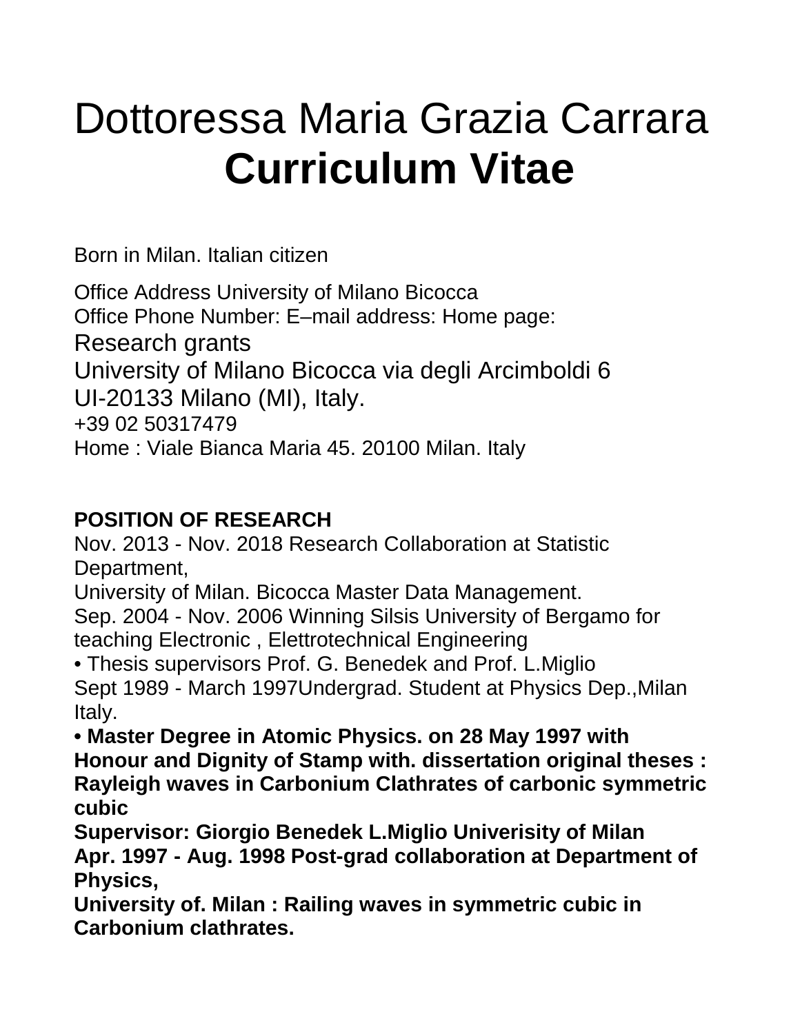# Dottoressa Maria Grazia Carrara
# **Curriculum Vitae**

Born in Milan. Italian citizen

Office Address University of Milano Bicocca
Office Phone Number: E–mail address: Home page:
Research grants
University of Milano Bicocca via degli Arcimboldi 6
UI-20133 Milano (MI), Italy.
+39 02 50317479
Home : Viale Bianca Maria 45. 20100 Milan. Italy

**POSITION OF RESEARCH**

Nov. 2013 - Nov. 2018 Research Collaboration at Statistic Department,
University of Milan. Bicocca Master Data Management.
Sep. 2004 - Nov. 2006 Winning Silsis University of Bergamo for teaching Electronic , Elettrotechnical Engineering

• Thesis supervisors Prof. G. Benedek and Prof. L.Miglio

Sept 1989 - March 1997Undergrad. Student at Physics Dep.,Milan Italy.

**• Master Degree in Atomic Physics. on 28 May 1997 with Honour and Dignity of Stamp with. dissertation original theses : Rayleigh waves in Carbonium Clathrates of carbonic symmetric cubic**
**Supervisor: Giorgio Benedek L.Miglio Univerisity of Milan**
**Apr. 1997 - Aug. 1998 Post-grad collaboration at Department of Physics,**
**University of. Milan : Railing waves in symmetric cubic in Carbonium clathrates.**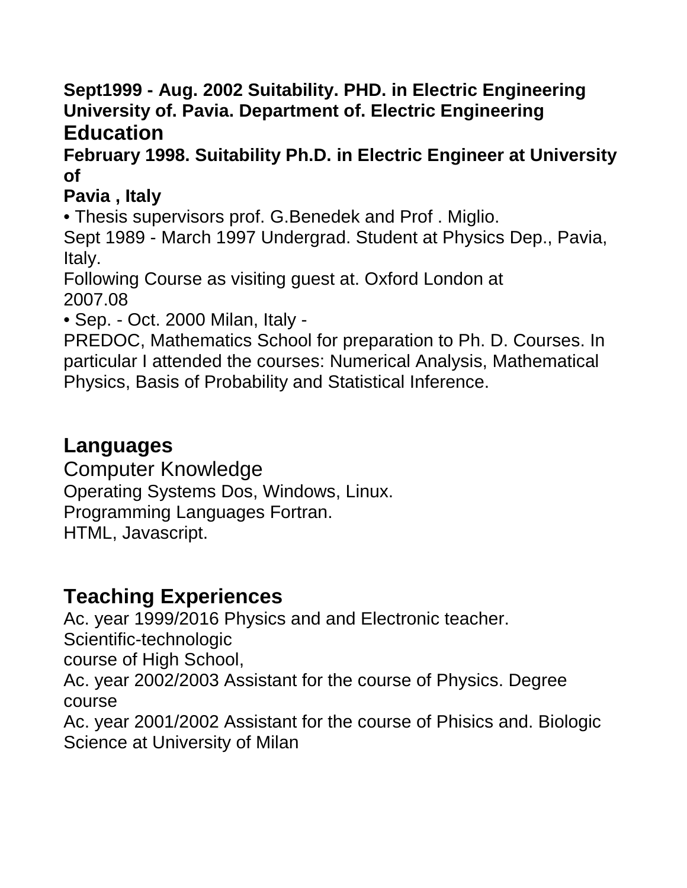**Sept1999 - Aug. 2002 Suitability. PHD. in Electric Engineering University of. Pavia. Department of. Electric Engineering**

## Education

**February 1998. Suitability Ph.D. in Electric Engineer at University of**
**Pavia , Italy**

• Thesis supervisors prof. G.Benedek and Prof . Miglio.

Sept 1989 - March 1997 Undergrad. Student at Physics Dep., Pavia, Italy.

Following Course as visiting guest at. Oxford London at
2007.08

• Sep. - Oct. 2000 Milan, Italy -

PREDOC, Mathematics School for preparation to Ph. D. Courses. In particular I attended the courses: Numerical Analysis, Mathematical Physics, Basis of Probability and Statistical Inference.

## Languages

### Computer Knowledge

Operating Systems Dos, Windows, Linux.
Programming Languages Fortran.
HTML, Javascript.

## Teaching Experiences

Ac. year 1999/2016 Physics and and Electronic teacher.
Scientific-technologic
course of High School,
Ac. year 2002/2003 Assistant for the course of Physics. Degree course
Ac. year 2001/2002 Assistant for the course of Phisics and. Biologic Science at University of Milan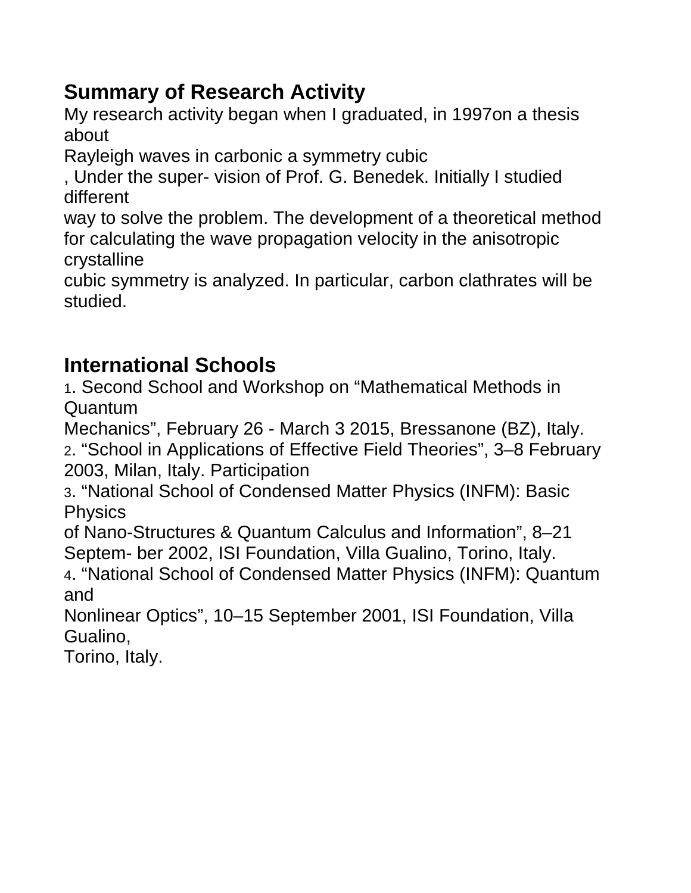## Summary of Research Activity

My research activity began when I graduated, in 1997on a thesis about
Rayleigh waves in carbonic a symmetry cubic
, Under the super- vision of Prof. G. Benedek. Initially I studied different
way to solve the problem. The development of a theoretical method for calculating the wave propagation velocity in the anisotropic crystalline
cubic symmetry is analyzed. In particular, carbon clathrates will be studied.

## International Schools

1. Second School and Workshop on “Mathematical Methods in Quantum
Mechanics”, February 26 - March 3 2015, Bressanone (BZ), Italy.
2. “School in Applications of Effective Field Theories”, 3–8 February 2003, Milan, Italy. Participation
3. “National School of Condensed Matter Physics (INFM): Basic Physics
of Nano-Structures & Quantum Calculus and Information”, 8–21 Septem- ber 2002, ISI Foundation, Villa Gualino, Torino, Italy.
4. “National School of Condensed Matter Physics (INFM): Quantum and
Nonlinear Optics”, 10–15 September 2001, ISI Foundation, Villa Gualino,
Torino, Italy.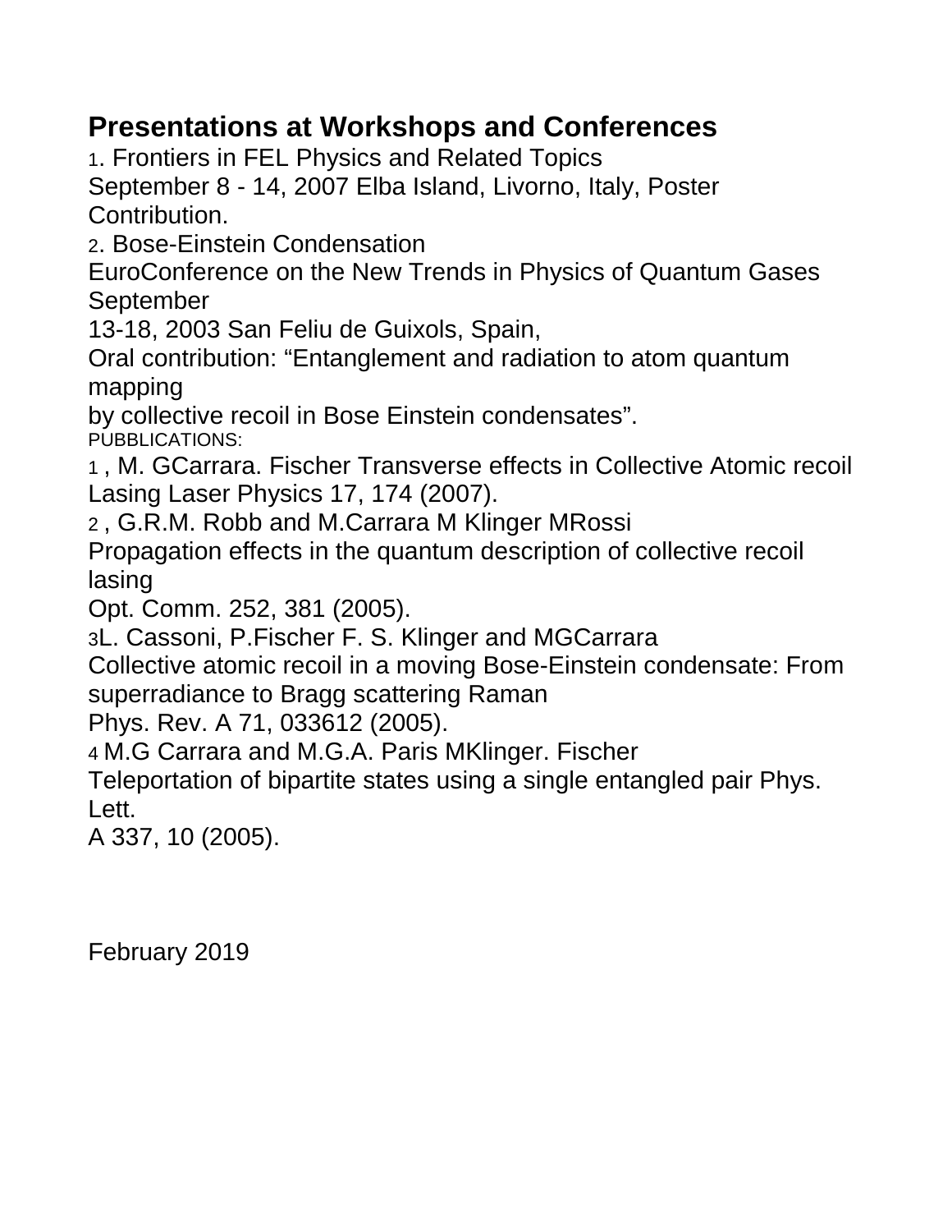# Presentations at Workshops and Conferences

1. Frontiers in FEL Physics and Related Topics
September 8 - 14, 2007 Elba Island, Livorno, Italy, Poster Contribution.
2. Bose-Einstein Condensation
EuroConference on the New Trends in Physics of Quantum Gases September
13-18, 2003 San Feliu de Guixols, Spain,
Oral contribution: “Entanglement and radiation to atom quantum mapping
by collective recoil in Bose Einstein condensates”.

PUBBLICATIONS:

1 , M. GCarrara. Fischer Transverse effects in Collective Atomic recoil Lasing Laser Physics 17, 174 (2007).
2 , G.R.M. Robb and M.Carrara M Klinger MRossi
Propagation effects in the quantum description of collective recoil lasing
Opt. Comm. 252, 381 (2005).
3L. Cassoni, P.Fischer F. S. Klinger and MGCarrara
Collective atomic recoil in a moving Bose-Einstein condensate: From superradiance to Bragg scattering Raman
Phys. Rev. A 71, 033612 (2005).
4 M.G Carrara and M.G.A. Paris MKlinger. Fischer
Teleportation of bipartite states using a single entangled pair Phys. Lett.
A 337, 10 (2005).

February 2019